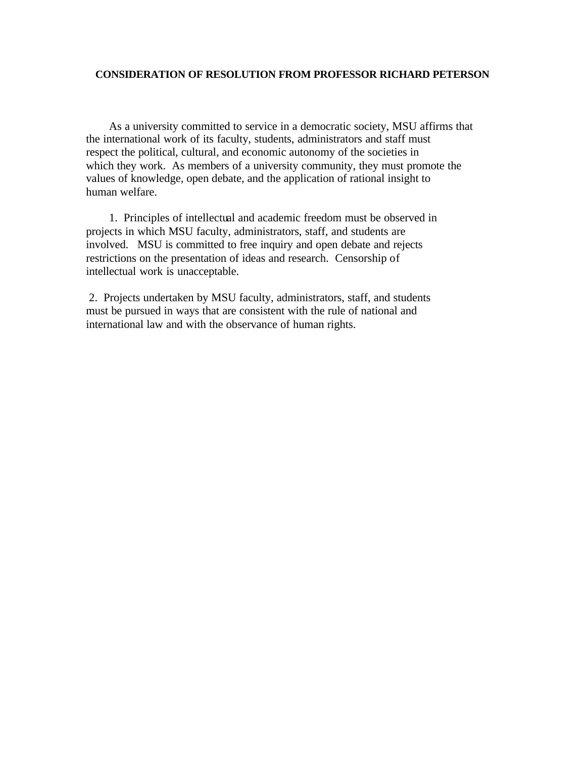# CONSIDERATION OF RESOLUTION FROM PROFESSOR RICHARD PETERSON

As a university committed to service in a democratic society, MSU affirms that the international work of its faculty, students, administrators and staff must respect the political, cultural, and economic autonomy of the societies in which they work. As members of a university community, they must promote the values of knowledge, open debate, and the application of rational insight to human welfare.

1. Principles of intellectual and academic freedom must be observed in projects in which MSU faculty, administrators, staff, and students are involved. MSU is committed to free inquiry and open debate and rejects restrictions on the presentation of ideas and research. Censorship of intellectual work is unacceptable.

2. Projects undertaken by MSU faculty, administrators, staff, and students must be pursued in ways that are consistent with the rule of national and international law and with the observance of human rights.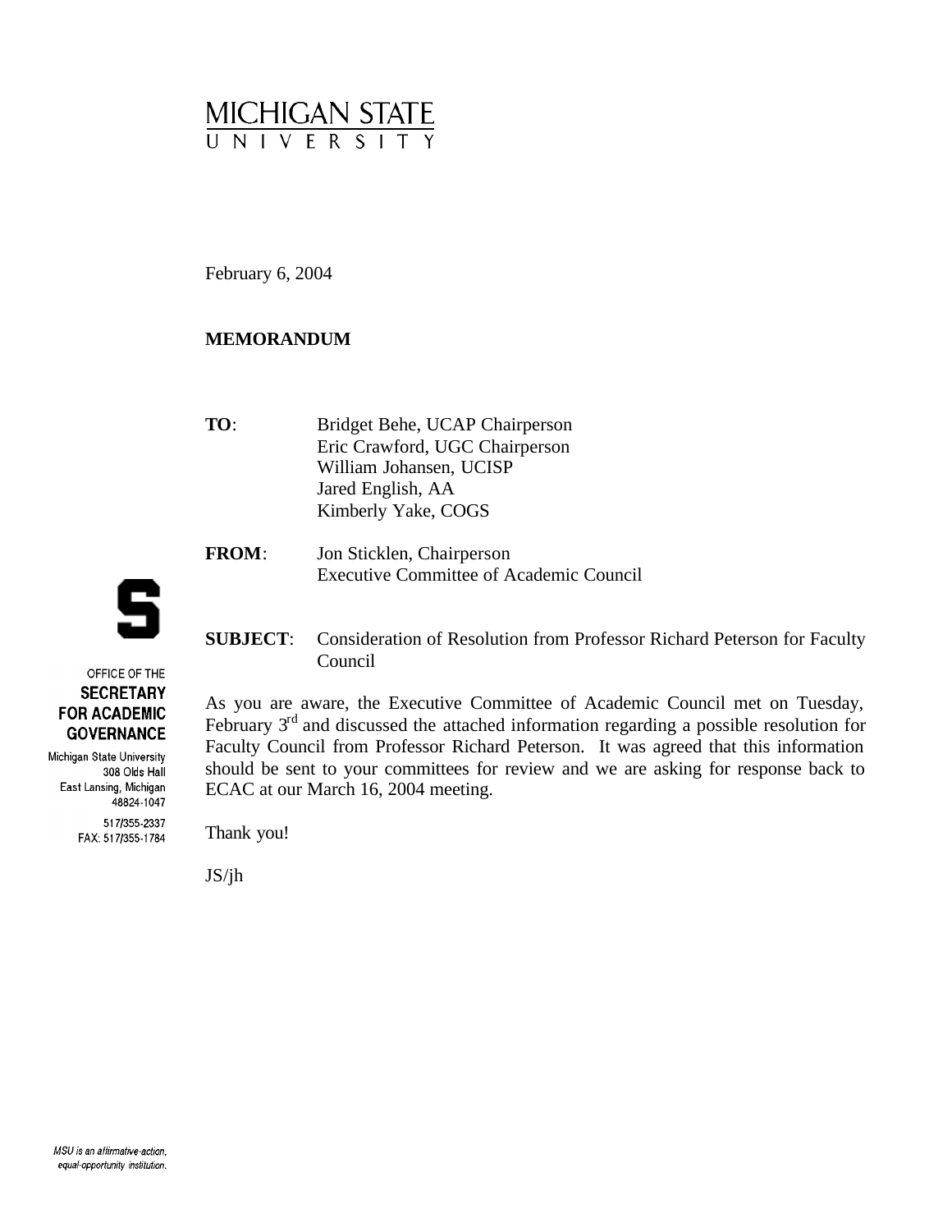MICHIGAN STATE UNIVERSITY

February 6, 2004

**MEMORANDUM**

**TO**: Bridget Behe, UCAP Chairperson
Eric Crawford, UGC Chairperson
William Johansen, UCISP
Jared English, AA
Kimberly Yake, COGS

**FROM**: Jon Sticklen, Chairperson
Executive Committee of Academic Council

**SUBJECT**: Consideration of Resolution from Professor Richard Peterson for Faculty Council

OFFICE OF THE
**SECRETARY FOR ACADEMIC GOVERNANCE**
Michigan State University
308 Olds Hall
East Lansing, Michigan
48824-1047
517/355-2337
FAX: 517/355-1784

As you are aware, the Executive Committee of Academic Council met on Tuesday, February 3rd and discussed the attached information regarding a possible resolution for Faculty Council from Professor Richard Peterson. It was agreed that this information should be sent to your committees for review and we are asking for response back to ECAC at our March 16, 2004 meeting.

Thank you!

JS/jh

*MSU is an affirmative-action, equal-opportunity institution.*